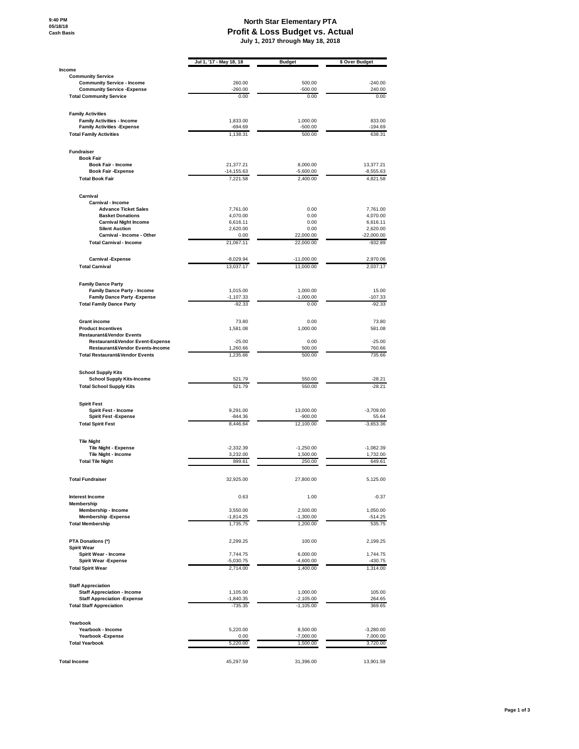# North Star Elementary PTA

## Profit & Loss Budget vs. Actual

**July 1, 2017 through May 18, 2018**

9:40 PM
05/18/18
Cash Basis

| | Jul 1, '17 - May 18, 18 | Budget | $ Over Budget |
|---|---|---|---|
| **Income** | | | |
| **Community Service** | | | |
| Community Service - Income | 260.00 | 500.00 | -240.00 |
| Community Service -Expense | -260.00 | -500.00 | 240.00 |
| **Total Community Service** | 0.00 | 0.00 | 0.00 |
| **Family Activities** | | | |
| Family Activities - Income | 1,833.00 | 1,000.00 | 833.00 |
| Family Activities -Expense | -694.69 | -500.00 | -194.69 |
| **Total Family Activities** | 1,138.31 | 500.00 | 638.31 |
| **Fundraiser** | | | |
| **Book Fair** | | | |
| Book Fair - Income | 21,377.21 | 8,000.00 | 13,377.21 |
| Book Fair -Expense | -14,155.63 | -5,600.00 | -8,555.63 |
| **Total Book Fair** | 7,221.58 | 2,400.00 | 4,821.58 |
| **Carnival** | | | |
| **Carnival - Income** | | | |
| Advance Ticket Sales | 7,761.00 | 0.00 | 7,761.00 |
| Basket Donations | 4,070.00 | 0.00 | 4,070.00 |
| Carnival Night Income | 6,616.11 | 0.00 | 6,616.11 |
| Silent Auction | 2,620.00 | 0.00 | 2,620.00 |
| Carnival - Income - Other | 0.00 | 22,000.00 | -22,000.00 |
| **Total Carnival - Income** | 21,067.11 | 22,000.00 | -932.89 |
| Carnival -Expense | -8,029.94 | -11,000.00 | 2,970.06 |
| **Total Carnival** | 13,037.17 | 11,000.00 | 2,037.17 |
| **Family Dance Party** | | | |
| Family Dance Party - Income | 1,015.00 | 1,000.00 | 15.00 |
| Family Dance Party -Expense | -1,107.33 | -1,000.00 | -107.33 |
| **Total Family Dance Party** | -92.33 | 0.00 | -92.33 |
| Grant income | 73.80 | 0.00 | 73.80 |
| Product Incentives | 1,581.08 | 1,000.00 | 581.08 |
| **Restaurant&Vendor Events** | | | |
| Restaurant&Vendor Event-Expense | -25.00 | 0.00 | -25.00 |
| Restaurant&Vendor Events-Income | 1,260.66 | 500.00 | 760.66 |
| **Total Restaurant&Vendor Events** | 1,235.66 | 500.00 | 735.66 |
| **School Supply Kits** | | | |
| School Supply Kits-Income | 521.79 | 550.00 | -28.21 |
| **Total School Supply Kits** | 521.79 | 550.00 | -28.21 |
| **Spirit Fest** | | | |
| Spirit Fest - Income | 9,291.00 | 13,000.00 | -3,709.00 |
| Spirit Fest -Expense | -844.36 | -900.00 | 55.64 |
| **Total Spirit Fest** | 8,446.64 | 12,100.00 | -3,653.36 |
| **Tile Night** | | | |
| Tile Night - Expense | -2,332.39 | -1,250.00 | -1,082.39 |
| Tile Night - Income | 3,232.00 | 1,500.00 | 1,732.00 |
| **Total Tile Night** | 899.61 | 250.00 | 649.61 |
| **Total Fundraiser** | 32,925.00 | 27,800.00 | 5,125.00 |
| Interest Income | 0.63 | 1.00 | -0.37 |
| **Membership** | | | |
| Membership - Income | 3,550.00 | 2,500.00 | 1,050.00 |
| Membership -Expense | -1,814.25 | -1,300.00 | -514.25 |
| **Total Membership** | 1,735.75 | 1,200.00 | 535.75 |
| PTA Donations (*) | 2,299.25 | 100.00 | 2,199.25 |
| **Spirit Wear** | | | |
| Spirit Wear - Income | 7,744.75 | 6,000.00 | 1,744.75 |
| Spirit Wear -Expense | -5,030.75 | -4,600.00 | -430.75 |
| **Total Spirit Wear** | 2,714.00 | 1,400.00 | 1,314.00 |
| **Staff Appreciation** | | | |
| Staff Appreciation - Income | 1,105.00 | 1,000.00 | 105.00 |
| Staff Appreciation -Expense | -1,840.35 | -2,105.00 | 264.65 |
| **Total Staff Appreciation** | -735.35 | -1,105.00 | 369.65 |
| **Yearbook** | | | |
| Yearbook - Income | 5,220.00 | 8,500.00 | -3,280.00 |
| Yearbook -Expense | 0.00 | -7,000.00 | 7,000.00 |
| **Total Yearbook** | 5,220.00 | 1,500.00 | 3,720.00 |
| **Total Income** | 45,297.59 | 31,396.00 | 13,901.59 |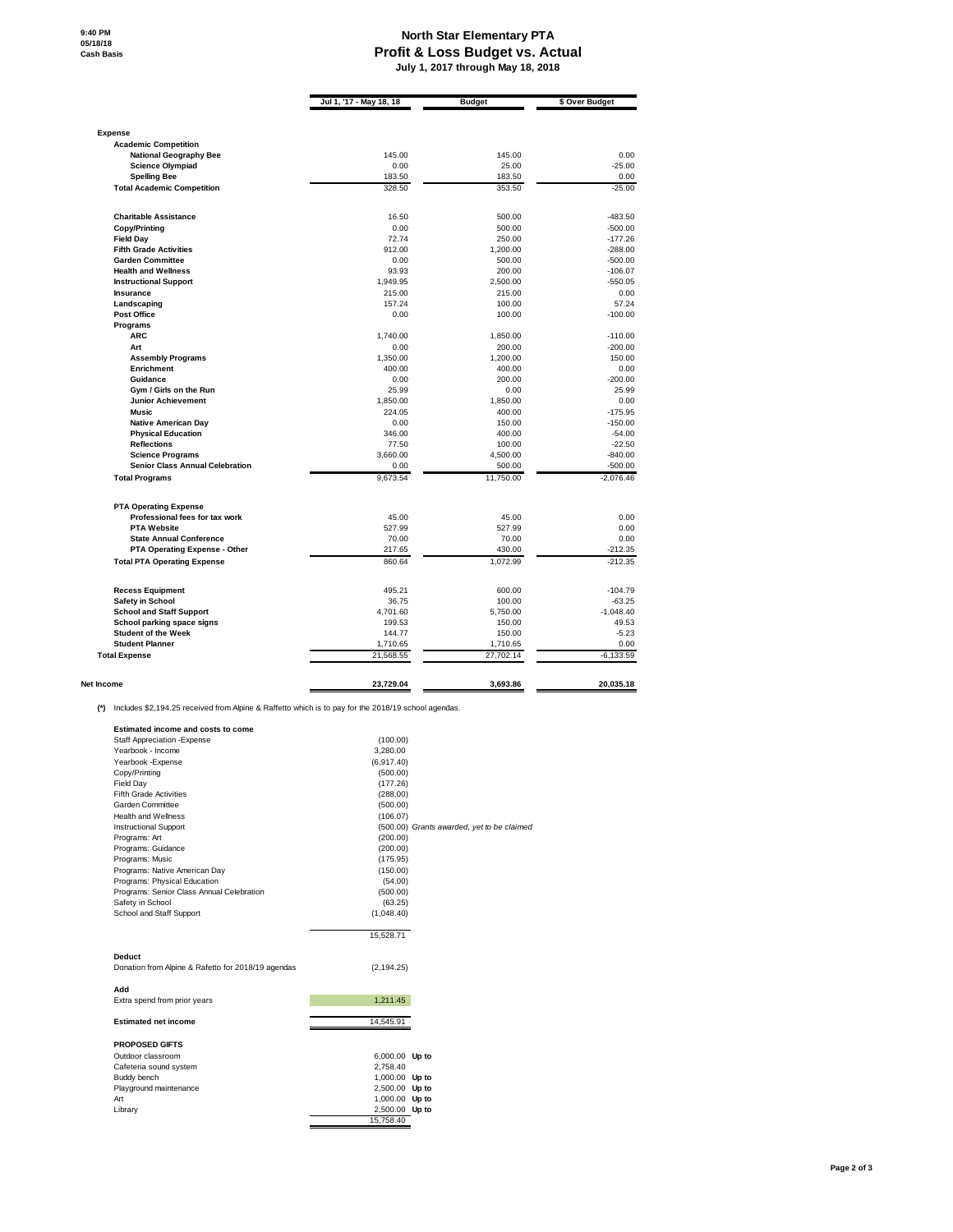9:40 PM
05/18/18
Cash Basis

# North Star Elementary PTA
## Profit & Loss Budget vs. Actual
### July 1, 2017 through May 18, 2018

| | Jul 1, '17 - May 18, 18 | Budget | $ Over Budget |
|---|---|---|---|
| **Expense** | | | |
| **Academic Competition** | | | |
| **National Geography Bee** | 145.00 | 145.00 | 0.00 |
| **Science Olympiad** | 0.00 | 25.00 | -25.00 |
| **Spelling Bee** | 183.50 | 183.50 | 0.00 |
| **Total Academic Competition** | 328.50 | 353.50 | -25.00 |
| **Charitable Assistance** | 16.50 | 500.00 | -483.50 |
| **Copy/Printing** | 0.00 | 500.00 | -500.00 |
| **Field Day** | 72.74 | 250.00 | -177.26 |
| **Fifth Grade Activities** | 912.00 | 1,200.00 | -288.00 |
| **Garden Committee** | 0.00 | 500.00 | -500.00 |
| **Health and Wellness** | 93.93 | 200.00 | -106.07 |
| **Instructional Support** | 1,949.95 | 2,500.00 | -550.05 |
| **Insurance** | 215.00 | 215.00 | 0.00 |
| **Landscaping** | 157.24 | 100.00 | 57.24 |
| **Post Office** | 0.00 | 100.00 | -100.00 |
| **Programs** | | | |
| **ARC** | 1,740.00 | 1,850.00 | -110.00 |
| **Art** | 0.00 | 200.00 | -200.00 |
| **Assembly Programs** | 1,350.00 | 1,200.00 | 150.00 |
| **Enrichment** | 400.00 | 400.00 | 0.00 |
| **Guidance** | 0.00 | 200.00 | -200.00 |
| **Gym / Girls on the Run** | 25.99 | 0.00 | 25.99 |
| **Junior Achievement** | 1,850.00 | 1,850.00 | 0.00 |
| **Music** | 224.05 | 400.00 | -175.95 |
| **Native American Day** | 0.00 | 150.00 | -150.00 |
| **Physical Education** | 346.00 | 400.00 | -54.00 |
| **Reflections** | 77.50 | 100.00 | -22.50 |
| **Science Programs** | 3,660.00 | 4,500.00 | -840.00 |
| **Senior Class Annual Celebration** | 0.00 | 500.00 | -500.00 |
| **Total Programs** | 9,673.54 | 11,750.00 | -2,076.46 |
| **PTA Operating Expense** | | | |
| **Professional fees for tax work** | 45.00 | 45.00 | 0.00 |
| **PTA Website** | 527.99 | 527.99 | 0.00 |
| **State Annual Conference** | 70.00 | 70.00 | 0.00 |
| **PTA Operating Expense - Other** | 217.65 | 430.00 | -212.35 |
| **Total PTA Operating Expense** | 860.64 | 1,072.99 | -212.35 |
| **Recess Equipment** | 495.21 | 600.00 | -104.79 |
| **Safety in School** | 36.75 | 100.00 | -63.25 |
| **School and Staff Support** | 4,701.60 | 5,750.00 | -1,048.40 |
| **School parking space signs** | 199.53 | 150.00 | 49.53 |
| **Student of the Week** | 144.77 | 150.00 | -5.23 |
| **Student Planner** | 1,710.65 | 1,710.65 | 0.00 |
| **Total Expense** | 21,568.55 | 27,702.14 | -6,133.59 |
| **Net Income** | **23,729.04** | **3,693.86** | **20,035.18** |

**(*)** Includes $2,194.25 received from Alpine & Raffetto which is to pay for the 2018/19 school agendas.

| **Estimated income and costs to come** | | |
|---|---|---|
| Staff Appreciation -Expense | (100.00) | |
| Yearbook - Income | 3,280.00 | |
| Yearbook -Expense | (6,917.40) | |
| Copy/Printing | (500.00) | |
| Field Day | (177.26) | |
| Fifth Grade Activities | (288.00) | |
| Garden Committee | (500.00) | |
| Health and Wellness | (106.07) | |
| Instructional Support | (500.00) | *Grants awarded, yet to be claimed* |
| Programs: Art | (200.00) | |
| Programs: Guidance | (200.00) | |
| Programs: Music | (175.95) | |
| Programs: Native American Day | (150.00) | |
| Programs: Physical Education | (54.00) | |
| Programs: Senior Class Annual Celebration | (500.00) | |
| Safety in School | (63.25) | |
| School and Staff Support | (1,048.40) | |
| | 15,528.71 | |
| **Deduct** | | |
| Donation from Alpine & Rafetto for 2018/19 agendas | (2,194.25) | |
| **Add** | | |
| Extra spend from prior years | 1,211.45 | |
| **Estimated net income** | 14,545.91 | |

| **PROPOSED GIFTS** | | |
|---|---|---|
| Outdoor classroom | 6,000.00 | **Up to** |
| Cafeteria sound system | 2,758.40 | |
| Buddy bench | 1,000.00 | **Up to** |
| Playground maintenance | 2,500.00 | **Up to** |
| Art | 1,000.00 | **Up to** |
| Library | 2,500.00 | **Up to** |
| | 15,758.40 | |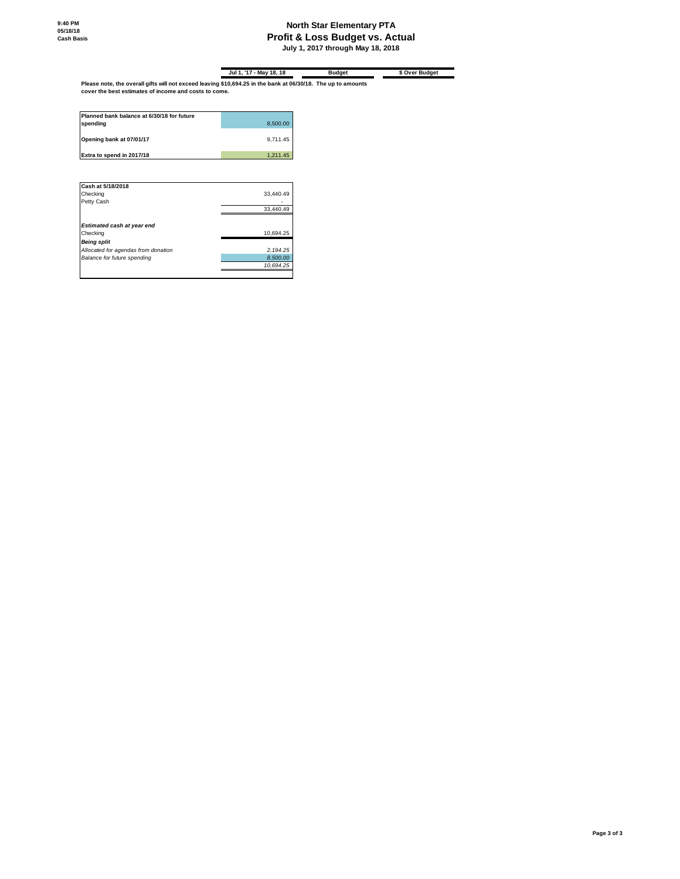# North Star Elementary PTA

## Profit & Loss Budget vs. Actual

**July 1, 2017 through May 18, 2018**

9:40 PM
05/18/18
Cash Basis

| | Jul 1, '17 - May 18, 18 | Budget | $ Over Budget |
|---|---|---|---|

**Please note, the overall gifts will not exceed leaving $10,694.25 in the bank at 06/30/18. The up to amounts cover the best estimates of income and costs to come.**

| | |
|---|---|
| **Planned bank balance at 6/30/18 for future spending** | 8,500.00 |
| **Opening bank at 07/01/17** | 9,711.45 |
| **Extra to spend in 2017/18** | 1,211.45 |

| | |
|---|---|
| **Cash at 5/18/2018** | |
| Checking | 33,440.49 |
| Petty Cash | - |
| | 33,440.49 |
| ***Estimated cash at year end*** | |
| Checking | 10,694.25 |
| ***Being split*** | |
| *Allocated for agendas from donation* | *2,194.25* |
| *Balance for future spending* | *8,500.00* |
| | *10,694.25* |